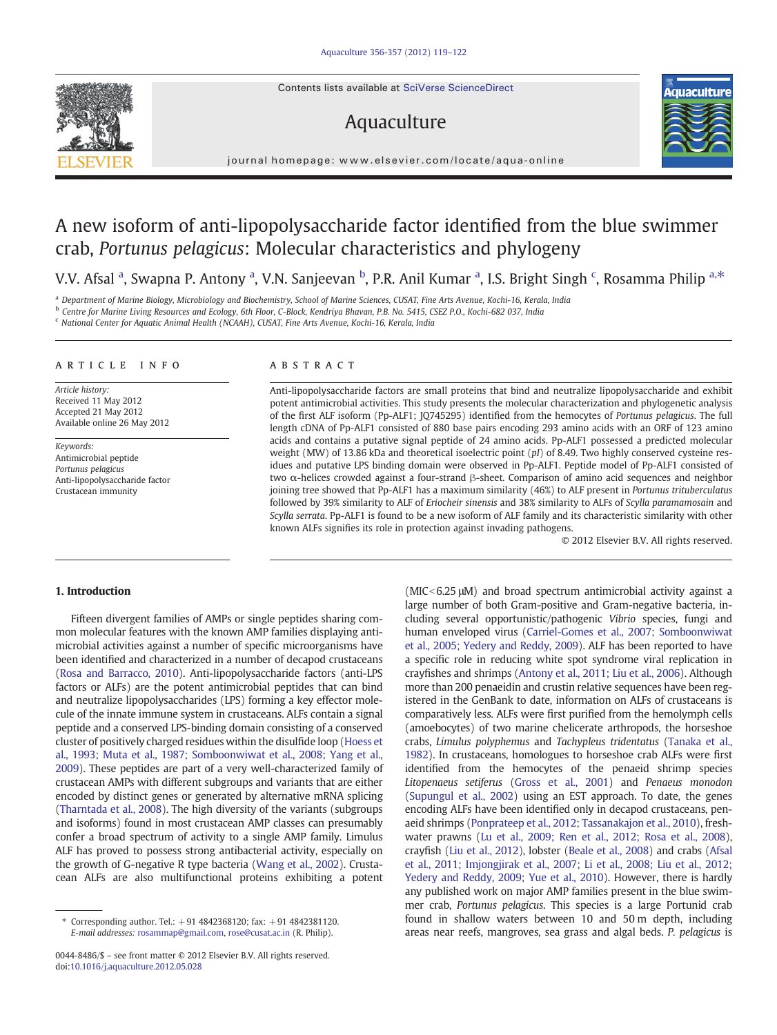# A new isoform of anti-lipopolysaccharide factor identified from the blue swimmer crab, *Portunus pelagicus*: Molecular characteristics and phylogeny

V.V. Afsal [a], Swapna P. Antony [a], V.N. Sanjeevan [b], P.R. Anil Kumar [a], I.S. Bright Singh [c], Rosamma Philip [a,*]

[a] Department of Marine Biology, Microbiology and Biochemistry, School of Marine Sciences, CUSAT, Fine Arts Avenue, Kochi-16, Kerala, India
[b] Centre for Marine Living Resources and Ecology, 6th Floor, C-Block, Kendriya Bhavan, P.B. No. 5415, CSEZ P.O., Kochi-682 037, India
[c] National Center for Aquatic Animal Health (NCAAH), CUSAT, Fine Arts Avenue, Kochi-16, Kerala, India

## ARTICLE INFO

*Article history:*
Received 11 May 2012
Accepted 21 May 2012
Available online 26 May 2012

*Keywords:*
Antimicrobial peptide
*Portunus pelagicus*
Anti-lipopolysaccharide factor
Crustacean immunity

## ABSTRACT

Anti-lipopolysaccharide factors are small proteins that bind and neutralize lipopolysaccharide and exhibit potent antimicrobial activities. This study presents the molecular characterization and phylogenetic analysis of the first ALF isoform (Pp-ALF1; JQ745295) identified from the hemocytes of *Portunus pelagicus*. The full length cDNA of Pp-ALF1 consisted of 880 base pairs encoding 293 amino acids with an ORF of 123 amino acids and contains a putative signal peptide of 24 amino acids. Pp-ALF1 possessed a predicted molecular weight (MW) of 13.86 kDa and theoretical isoelectric point (*pI*) of 8.49. Two highly conserved cysteine residues and putative LPS binding domain were observed in Pp-ALF1. Peptide model of Pp-ALF1 consisted of two α-helices crowded against a four-strand β-sheet. Comparison of amino acid sequences and neighbor joining tree showed that Pp-ALF1 has a maximum similarity (46%) to ALF present in *Portunus trituberculatus* followed by 39% similarity to ALF of *Eriocheir sinensis* and 38% similarity to ALFs of *Scylla paramamosain* and *Scylla serrata*. Pp-ALF1 is found to be a new isoform of ALF family and its characteristic similarity with other known ALFs signifies its role in protection against invading pathogens.

© 2012 Elsevier B.V. All rights reserved.

## 1. Introduction

Fifteen divergent families of AMPs or single peptides sharing common molecular features with the known AMP families displaying antimicrobial activities against a number of specific microorganisms have been identified and characterized in a number of decapod crustaceans (Rosa and Barracco, 2010). Anti-lipopolysaccharide factors (anti-LPS factors or ALFs) are the potent antimicrobial peptides that can bind and neutralize lipopolysaccharides (LPS) forming a key effector molecule of the innate immune system in crustaceans. ALFs contain a signal peptide and a conserved LPS-binding domain consisting of a conserved cluster of positively charged residues within the disulfide loop (Hoess et al., 1993; Muta et al., 1987; Somboonwiwat et al., 2008; Yang et al., 2009). These peptides are part of a very well-characterized family of crustacean AMPs with different subgroups and variants that are either encoded by distinct genes or generated by alternative mRNA splicing (Tharntada et al., 2008). The high diversity of the variants (subgroups and isoforms) found in most crustacean AMP classes can presumably confer a broad spectrum of activity to a single AMP family. Limulus ALF has proved to possess strong antibacterial activity, especially on the growth of G-negative R type bacteria (Wang et al., 2002). Crustacean ALFs are also multifunctional proteins exhibiting a potent (MIC < 6.25 μM) and broad spectrum antimicrobial activity against a large number of both Gram-positive and Gram-negative bacteria, including several opportunistic/pathogenic *Vibrio* species, fungi and human enveloped virus (Carriel-Gomes et al., 2007; Somboonwiwat et al., 2005; Yedery and Reddy, 2009). ALF has been reported to have a specific role in reducing white spot syndrome viral replication in crayfishes and shrimps (Antony et al., 2011; Liu et al., 2006). Although more than 200 penaeidin and crustin relative sequences have been registered in the GenBank to date, information on ALFs of crustaceans is comparatively less. ALFs were first purified from the hemolymph cells (amoebocytes) of two marine chelicerate arthropods, the horseshoe crabs, *Limulus polyphemus* and *Tachypleus tridentatus* (Tanaka et al., 1982). In crustaceans, homologues to horseshoe crab ALFs were first identified from the hemocytes of the penaeid shrimp species *Litopenaeus setiferus* (Gross et al., 2001) and *Penaeus monodon* (Supungul et al., 2002) using an EST approach. To date, the genes encoding ALFs have been identified only in decapod crustaceans, penaeid shrimps (Ponprateep et al., 2012; Tassanakajon et al., 2010), freshwater prawns (Lu et al., 2009; Ren et al., 2012; Rosa et al., 2008), crayfish (Liu et al., 2012), lobster (Beale et al., 2008) and crabs (Afsal et al., 2011; Imjongjirak et al., 2007; Li et al., 2008; Liu et al., 2012; Yedery and Reddy, 2009; Yue et al., 2010). However, there is hardly any published work on major AMP families present in the blue swimmer crab, *Portunus pelagicus*. This species is a large Portunid crab found in shallow waters between 10 and 50 m depth, including areas near reefs, mangroves, sea grass and algal beds. *P. pelagicus* is

* Corresponding author. Tel.: +91 4842368120; fax: +91 4842381120.
*E-mail addresses:* rosammap@gmail.com, rose@cusat.ac.in (R. Philip).

0044-8486/$ – see front matter © 2012 Elsevier B.V. All rights reserved.
doi:10.1016/j.aquaculture.2012.05.028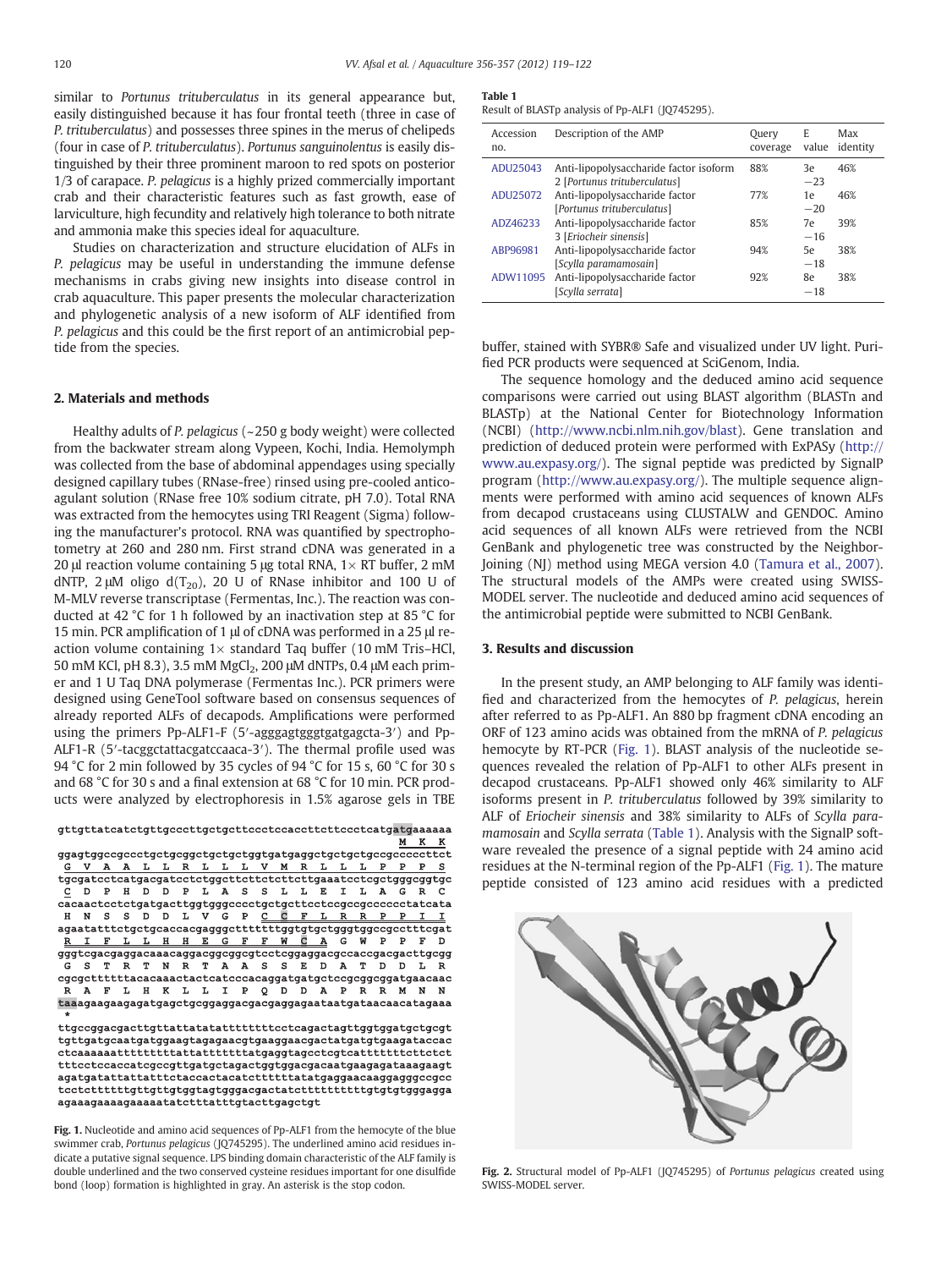similar to *Portunus trituberculatus* in its general appearance but, easily distinguished because it has four frontal teeth (three in case of *P. trituberculatus*) and possesses three spines in the merus of chelipeds (four in case of *P. trituberculatus*). *Portunus sanguinolentus* is easily distinguished by their three prominent maroon to red spots on posterior 1/3 of carapace. *P. pelagicus* is a highly prized commercially important crab and their characteristic features such as fast growth, ease of larviculture, high fecundity and relatively high tolerance to both nitrate and ammonia make this species ideal for aquaculture.

Studies on characterization and structure elucidation of ALFs in *P. pelagicus* may be useful in understanding the immune defense mechanisms in crabs giving new insights into disease control in crab aquaculture. This paper presents the molecular characterization and phylogenetic analysis of a new isoform of ALF identified from *P. pelagicus* and this could be the first report of an antimicrobial peptide from the species.

## 2. Materials and methods

Healthy adults of *P. pelagicus* (~250 g body weight) were collected from the backwater stream along Vypeen, Kochi, India. Hemolymph was collected from the base of abdominal appendages using specially designed capillary tubes (RNase-free) rinsed using pre-cooled anticoagulant solution (RNase free 10% sodium citrate, pH 7.0). Total RNA was extracted from the hemocytes using TRI Reagent (Sigma) following the manufacturer's protocol. RNA was quantified by spectrophotometry at 260 and 280 nm. First strand cDNA was generated in a 20 µl reaction volume containing 5 µg total RNA, 1× RT buffer, 2 mM dNTP, 2 µM oligo d($T_{20}$), 20 U of RNase inhibitor and 100 U of M-MLV reverse transcriptase (Fermentas, Inc.). The reaction was conducted at 42 °C for 1 h followed by an inactivation step at 85 °C for 15 min. PCR amplification of 1 µl of cDNA was performed in a 25 µl reaction volume containing 1× standard Taq buffer (10 mM Tris–HCl, 50 mM KCl, pH 8.3), 3.5 mM $MgCl_2$, 200 µM dNTPs, 0.4 µM each primer and 1 U Taq DNA polymerase (Fermentas Inc.). PCR primers were designed using GeneTool software based on consensus sequences of already reported ALFs of decapods. Amplifications were performed using the primers Pp-ALF1-F (5′-agggagtgggtgatgagcta-3′) and Pp-ALF1-R (5′-tacggctattacgatccaaca-3′). The thermal profile used was 94 °C for 2 min followed by 35 cycles of 94 °C for 15 s, 60 °C for 30 s and 68 °C for 30 s and a final extension at 68 °C for 10 min. PCR products were analyzed by electrophoresis in 1.5% agarose gels in TBE buffer, stained with SYBR® Safe and visualized under UV light. Purified PCR products were sequenced at SciGenom, India.

```
gttgttatcatctgttgcccttgctgcttccctccaccttcttccctcatgaaaaaa
                                                   M  K  K
ggagtggccgccctgctgcggctgctgctggtgatgaggctgctgctgccgccccttct
 G  V  A  A  L  L  R  L  L  L  V  M  R  L  L  L  P  P  P  S
tgcgatcctcatgacgatcctctggcttcttctcttcttgaaatcctcgctgggcggtgc
 C  D  P  H  D  D  P  L  A  S  S  L  L  E  I  L  A  G  R  C
cacaactcctctgatgacttggtgggccctgctgcttcctccgcgccccctatcata
 H  N  S  S  D  D  L  V  G  P  C  C  F  L  R  R  P  P  I  I
agaatatttctgctgcaccacgagggcttttttttggtgtgctgggtggccgccttcgat
 R  I  F  L  L  H  H  E  G  F  F  W  C  A  G  W  P  P  F  D
gggtcgacgaggacaaacaggacggcggcgtcctcggaggacgccaccgacgacttgcgg
 G  S  T  R  T  N  R  T  A  A  S  S  E  D  A  T  D  D  L  R
cgcgctttttacacaaactactcatcccacaggatgatgctccgcggcggatgaacaac
 R  A  F  L  H  K  L  L  I  P  Q  D  D  A  P  R  R  M  N  N
taaagaagaagaagatgagctgcggaggacgacgaggagaataatgataacaacatagaaa
 *
ttgccggacgacttgttattatatatttttttttcctcagactagttggtggatgctgcgt
tgttgatgcaatgatggaagtagagaacgtgaaggaacgactatgatgtgaagataccac
ctcaaaaaattttttttttattatttttttatgaggtagcctcgtcatttttttcttctct
tttcctccaccatcgccgttgatgctagactggtggacgacaatgaagagataaagaagt
agatgatattattatttctaccactacatctttttttatatgaggaacaaggagggccgcc
tcctctttttttgttgttgtggtagtgggacgactatcttttttttttgtgtgtgggagga
agaaagaaaagaaaaatatctttatttgtacttgagctgt
```

**Fig. 1.** Nucleotide and amino acid sequences of Pp-ALF1 from the hemocyte of the blue swimmer crab, *Portunus pelagicus* (JQ745295). The underlined amino acid residues indicate a putative signal sequence. LPS binding domain characteristic of the ALF family is double underlined and the two conserved cysteine residues important for one disulfide bond (loop) formation is highlighted in gray. An asterisk is the stop codon.

**Table 1**
Result of BLASTp analysis of Pp-ALF1 (JQ745295).

| Accession no. | Description of the AMP | Query coverage | E value | Max identity |
|---|---|---|---|---|
| ADU25043 | Anti-lipopolysaccharide factor isoform 2 [*Portunus trituberculatus*] | 88% | 3e −23 | 46% |
| ADU25072 | Anti-lipopolysaccharide factor [*Portunus trituberculatus*] | 77% | 1e −20 | 46% |
| ADZ46233 | Anti-lipopolysaccharide factor 3 [*Eriocheir sinensis*] | 85% | 7e −16 | 39% |
| ABP96981 | Anti-lipopolysaccharide factor [*Scylla paramamosain*] | 94% | 5e −18 | 38% |
| ADW11095 | Anti-lipopolysaccharide factor [*Scylla serrata*] | 92% | 8e −18 | 38% |

The sequence homology and the deduced amino acid sequence comparisons were carried out using BLAST algorithm (BLASTn and BLASTp) at the National Center for Biotechnology Information (NCBI) (http://www.ncbi.nlm.nih.gov/blast). Gene translation and prediction of deduced protein were performed with ExPASy (http://www.au.expasy.org/). The signal peptide was predicted by SignalP program (http://www.au.expasy.org/). The multiple sequence alignments were performed with amino acid sequences of known ALFs from decapod crustaceans using CLUSTALW and GENDOC. Amino acid sequences of all known ALFs were retrieved from the NCBI GenBank and phylogenetic tree was constructed by the Neighbor-Joining (NJ) method using MEGA version 4.0 (Tamura et al., 2007). The structural models of the AMPs were created using SWISS-MODEL server. The nucleotide and deduced amino acid sequences of the antimicrobial peptide were submitted to NCBI GenBank.

## 3. Results and discussion

In the present study, an AMP belonging to ALF family was identified and characterized from the hemocytes of *P. pelagicus*, herein after referred to as Pp-ALF1. An 880 bp fragment cDNA encoding an ORF of 123 amino acids was obtained from the mRNA of *P. pelagicus* hemocyte by RT-PCR (Fig. 1). BLAST analysis of the nucleotide sequences revealed the relation of Pp-ALF1 to other ALFs present in decapod crustaceans. Pp-ALF1 showed only 46% similarity to ALF isoforms present in *P. trituberculatus* followed by 39% similarity to ALF of *Eriocheir sinensis* and 38% similarity to ALFs of *Scylla paramamosain* and *Scylla serrata* (Table 1). Analysis with the SignalP software revealed the presence of a signal peptide with 24 amino acid residues at the N-terminal region of the Pp-ALF1 (Fig. 1). The mature peptide consisted of 123 amino acid residues with a predicted

**Fig. 2.** Structural model of Pp-ALF1 (JQ745295) of *Portunus pelagicus* created using SWISS-MODEL server.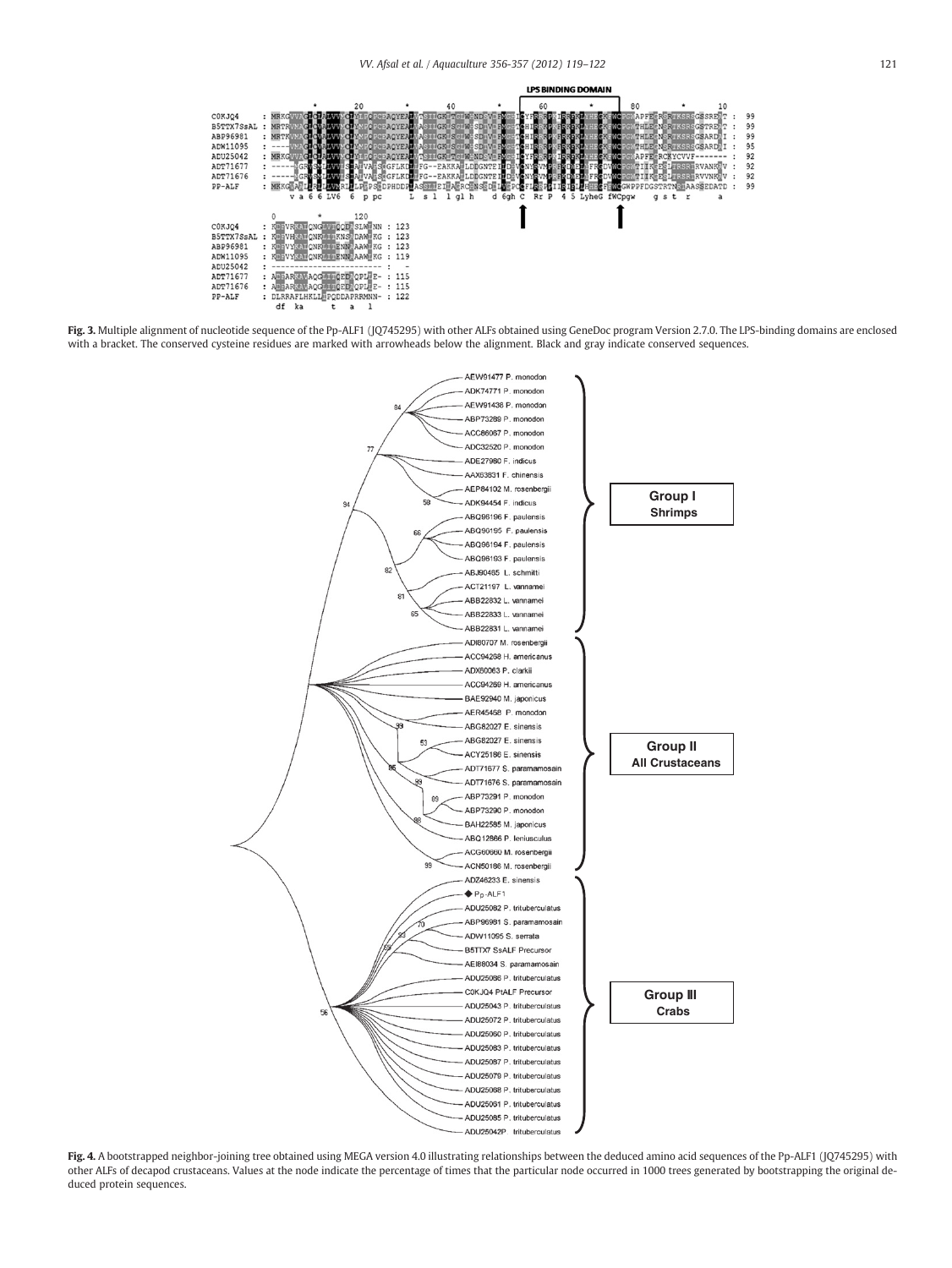**Fig. 3.** Multiple alignment of nucleotide sequence of the Pp-ALF1 (JQ745295) with other ALFs obtained using GeneDoc program Version 2.7.0. The LPS-binding domains are enclosed with a bracket. The conserved cysteine residues are marked with arrowheads below the alignment. Black and gray indicate conserved sequences.

**Fig. 4.** A bootstrapped neighbor-joining tree obtained using MEGA version 4.0 illustrating relationships between the deduced amino acid sequences of the Pp-ALF1 (JQ745295) with other ALFs of decapod crustaceans. Values at the node indicate the percentage of times that the particular node occurred in 1000 trees generated by bootstrapping the original deduced protein sequences.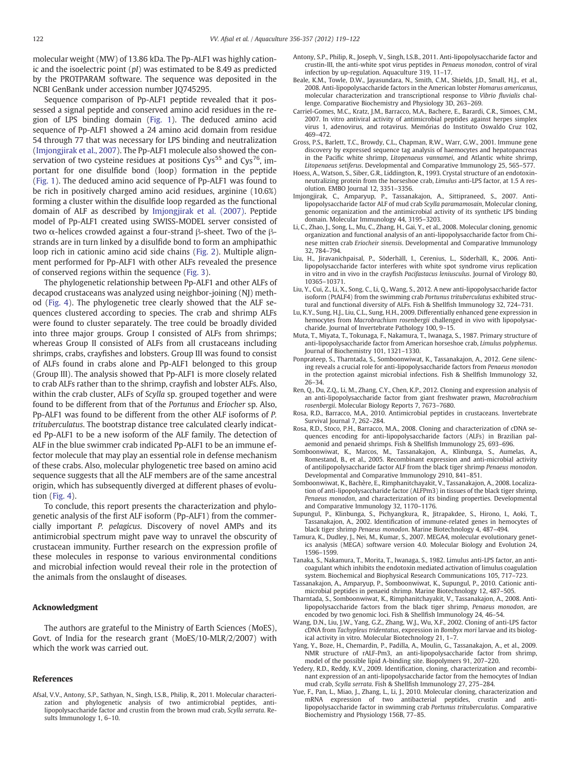molecular weight (MW) of 13.86 kDa. The Pp-ALF1 was highly cationic and the isoelectric point (*pI*) was estimated to be 8.49 as predicted by the PROTPARAM software. The sequence was deposited in the NCBI GenBank under accession number JQ745295.

Sequence comparison of Pp-ALF1 peptide revealed that it possessed a signal peptide and conserved amino acid residues in the region of LPS binding domain (Fig. 1). The deduced amino acid sequence of Pp-ALF1 showed a 24 amino acid domain from residue 54 through 77 that was necessary for LPS binding and neutralization (Imjongjirak et al., 2007). The Pp-ALF1 molecule also showed the conservation of two cysteine residues at positions $Cys^{55}$ and $Cys^{76}$, important for one disulfide bond (loop) formation in the peptide (Fig. 1). The deduced amino acid sequence of Pp-ALF1 was found to be rich in positively charged amino acid residues, arginine (10.6%) forming a cluster within the disulfide loop regarded as the functional domain of ALF as described by Imjongjirak et al. (2007). Peptide model of Pp-ALF1 created using SWISS-MODEL server consisted of two α-helices crowded against a four-strand β-sheet. Two of the β-strands are in turn linked by a disulfide bond to form an amphipathic loop rich in cationic amino acid side chains (Fig. 2). Multiple alignment performed for Pp-ALF1 with other ALFs revealed the presence of conserved regions within the sequence (Fig. 3).

The phylogenetic relationship between Pp-ALF1 and other ALFs of decapod crustaceans was analyzed using neighbor-joining (NJ) method (Fig. 4). The phylogenetic tree clearly showed that the ALF sequences clustered according to species. The crab and shrimp ALFs were found to cluster separately. The tree could be broadly divided into three major groups. Group I consisted of ALFs from shrimps; whereas Group II consisted of ALFs from all crustaceans including shrimps, crabs, crayfishes and lobsters. Group III was found to consist of ALFs found in crabs alone and Pp-ALF1 belonged to this group (Group III). The analysis showed that Pp-ALF1 is more closely related to crab ALFs rather than to the shrimp, crayfish and lobster ALFs. Also, within the crab cluster, ALFs of *Scylla* sp. grouped together and were found to be different from that of the *Portunus* and *Eriocher* sp. Also, Pp-ALF1 was found to be different from the other ALF isoforms of *P. trituberculatus*. The bootstrap distance tree calculated clearly indicated Pp-ALF1 to be a new isoform of the ALF family. The detection of ALF in the blue swimmer crab indicated Pp-ALF1 to be an immune effector molecule that may play an essential role in defense mechanism of these crabs. Also, molecular phylogenetic tree based on amino acid sequence suggests that all the ALF members are of the same ancestral origin, which has subsequently diverged at different phases of evolution (Fig. 4).

To conclude, this report presents the characterization and phylogenetic analysis of the first ALF isoform (Pp-ALF1) from the commercially important *P. pelagicus*. Discovery of novel AMPs and its antimicrobial spectrum might pave way to unravel the obscurity of crustacean immunity. Further research on the expression profile of these molecules in response to various environmental conditions and microbial infection would reveal their role in the protection of the animals from the onslaught of diseases.

## Acknowledgment

The authors are grateful to the Ministry of Earth Sciences (MoES), Govt. of India for the research grant (MoES/10-MLR/2/2007) with which the work was carried out.

## References

Afsal, V.V., Antony, S.P., Sathyan, N., Singh, I.S.B., Philip, R., 2011. Molecular characterization and phylogenetic analysis of two antimicrobial peptides, anti-lipopolysaccharide factor and crustin from the brown mud crab, *Scylla serrata*. Results Immunology 1, 6–10.

Antony, S.P., Philip, R., Joseph, V., Singh, I.S.B., 2011. Anti-lipopolysaccharide factor and crustin-III, the anti-white spot virus peptides in *Penaeus monodon*, control of viral infection by up-regulation. Aquaculture 319, 11–17.

Beale, K.M., Towle, D.W., Jayasundara, N., Smith, C.M., Shields, J.D., Small, H.J., et al., 2008. Anti-lipopolysaccharide factors in the American lobster *Homarus americanus*, molecular characterization and transcriptional response to *Vibrio fluvialis* challenge. Comparative Biochemistry and Physiology 3D, 263–269.

Carriel-Gomes, M.C., Kratz, J.M., Barracco, M.A., Bachere, E., Barardi, C.R., Simoes, C.M., 2007. In vitro antiviral activity of antimicrobial peptides against herpes simplex virus 1, adenovirus, and rotavirus. Memórias do Instituto Oswaldo Cruz 102, 469–472.

Gross, P.S., Barlett, T.C., Browdy, C.L., Chapman, R.W., Warr, G.W., 2001. Immune gene discovery by expressed sequence tag analysis of haemocytes and hepatopancreas in the Pacific white shrimp, *Litopenaeus vannamei*, and Atlantic white shrimp, *Litopenaeus setiferus*. Developmental and Comparative Immunology 25, 565–577.

Hoess, A., Watson, S., Siber, G.R., Liddington, R., 1993. Crystal structure of an endotoxin-neutralizing protein from the horseshoe crab, *Limulus* anti-LPS factor, at 1.5 A resolution. EMBO Journal 12, 3351–3356.

Imjongjirak, C., Amparyup, P., Tassanakajon, A., Sittipraneed, S., 2007. Anti-lipopolysaccharide factor ALF of mud crab *Scylla paramamosain*, Molecular cloning, genomic organization and the antimicrobial activity of its synthetic LPS binding domain. Molecular Immunology 44, 3195–3203.

Li, C., Zhao, J., Song, L., Mu, C., Zhang, H., Gai, Y., et al., 2008. Molecular cloning, genomic organization and functional analysis of an anti-lipopolysaccharide factor from Chinese mitten crab *Eriocheir sinensis*. Developmental and Comparative Immunology 32, 784–794.

Liu, H., Jiravanichpaisal, P., Söderhäll, I., Cerenius, L., Söderhäll, K., 2006. Anti-lipopolysaccharide factor interferes with white spot syndrome virus replication in vitro and in vivo in the crayfish *Pacifastacus leniusculus*. Journal of Virology 80, 10365–10371.

Liu, Y., Cui, Z., Li, X., Song, C., Li, Q., Wang, S., 2012. A new anti-lipopolysaccharide factor isoform (PtALF4) from the swimming crab *Portunus trituberculatus* exhibited structural and functional diversity of ALFs. Fish & Shellfish Immunology 32, 724–731.

Lu, K.Y., Sung, H.J., Liu, C.L., Sung, H.H., 2009. Differentially enhanced gene expression in hemocytes from *Macrobrachium rosenbergii* challenged in vivo with lipopolysaccharide. Journal of Invertebrate Pathology 100, 9–15.

Muta, T., Miyata, T., Tokunaga, F., Nakamura, T., Iwanaga, S., 1987. Primary structure of anti-lipopolysaccharide factor from American horseshoe crab, *Limulus polyphemus*. Journal of Biochemistry 101, 1321–1330.

Ponprateep, S., Tharntada, S., Somboonwiwat, K., Tassanakajon, A., 2012. Gene silencing reveals a crucial role for anti-lipopolysaccharide factors from *Penaeus monodon* in the protection against microbial infections. Fish & Shellfish Immunology 32, 26–34.

Ren, Q., Du, Z.Q., Li, M., Zhang, C.Y., Chen, K.P., 2012. Cloning and expression analysis of an anti-lipopolysaccharide factor from giant freshwater prawn, *Macrobrachium rosenbergii*. Molecular Biology Reports 7, 7673–7680.

Rosa, R.D., Barracco, M.A., 2010. Antimicrobial peptides in crustaceans. Invertebrate Survival Journal 7, 262–284.

Rosa, R.D., Stoco, P.H., Barracco, M.A., 2008. Cloning and characterization of cDNA sequences encoding for anti-lipopolysaccharide factors (ALFs) in Brazilian palaemonid and penaeid shrimps. Fish & Shellfish Immunology 25, 693–696.

Somboonwiwat, K., Marcos, M., Tassanakajon, A., Klinbunga, S., Aumelas, A., Romestand, B., et al., 2005. Recombinant expression and anti-microbial activity of antilipopolysaccharide factor ALF from the black tiger shrimp *Penaeus monodon*. Developmental and Comparative Immunology 2910, 841–851.

Somboonwiwat, K., Bachère, E., Rimphanitchayakit, V., Tassanakajon, A., 2008. Localization of anti-lipopolysaccharide factor (ALFPm3) in tissues of the black tiger shrimp, *Penaeus monodon*, and characterization of its binding properties. Developmental and Comparative Immunology 32, 1170–1176.

Supungul, P., Klinbunga, S., Pichyangkura, R., Jitrapakdee, S., Hirono, I., Aoki, T., Tassanakajon, A., 2002. Identification of immune-related genes in hemocytes of black tiger shrimp *Penaeus monodon*. Marine Biotechnology 4, 487–494.

Tamura, K., Dudley, J., Nei, M., Kumar, S., 2007. MEGA4, molecular evolutionary genetics analysis (MEGA) software version 4.0. Molecular Biology and Evolution 24, 1596–1599.

Tanaka, S., Nakamura, T., Morita, T., Iwanaga, S., 1982. Limulus anti-LPS factor, an anticoagulant which inhibits the endotoxin mediated activation of limulus coagulation system. Biochemical and Biophysical Research Communications 105, 717–723.

Tassanakajon, A., Amparyup, P., Somboonwiwat, K., Supungul, P., 2010. Cationic antimicrobial peptides in penaeid shrimp. Marine Biotechnology 12, 487–505.

Tharntada, S., Somboonwiwat, K., Rimphanitchayakit, V., Tassanakajon, A., 2008. Anti-lipopolysaccharide factors from the black tiger shrimp, *Penaeus monodon*, are encoded by two genomic loci. Fish & Shellfish Immunology 24, 46–54.

Wang, D.N., Liu, J.W., Yang, G.Z., Zhang, W.J., Wu, X.F., 2002. Cloning of anti-LPS factor cDNA from *Tachypleus tridentatus*, expression in *Bombyx mori* larvae and its biological activity in vitro. Molecular Biotechnology 21, 1–7.

Yang, Y., Boze, H., Chemardin, P., Padilla, A., Moulin, G., Tassanakajon, A., et al., 2009. NMR structure of rALF-Pm3, an anti-lipopolysaccharide factor from shrimp, model of the possible lipid A-binding site. Biopolymers 91, 207–220.

Yedery, R.D., Reddy, K.V., 2009. Identification, cloning, characterization and recombinant expression of an anti-lipopolysaccharide factor from the hemocytes of Indian mud crab, *Scylla serrata*. Fish & Shellfish Immunology 27, 275–284.

Yue, F., Pan, L., Miao, J., Zhang, L., Li, J., 2010. Molecular cloning, characterization and mRNA expression of two antibacterial peptides, crustin and anti-lipopolysaccharide factor in swimming crab *Portunus trituberculatus*. Comparative Biochemistry and Physiology 156B, 77–85.